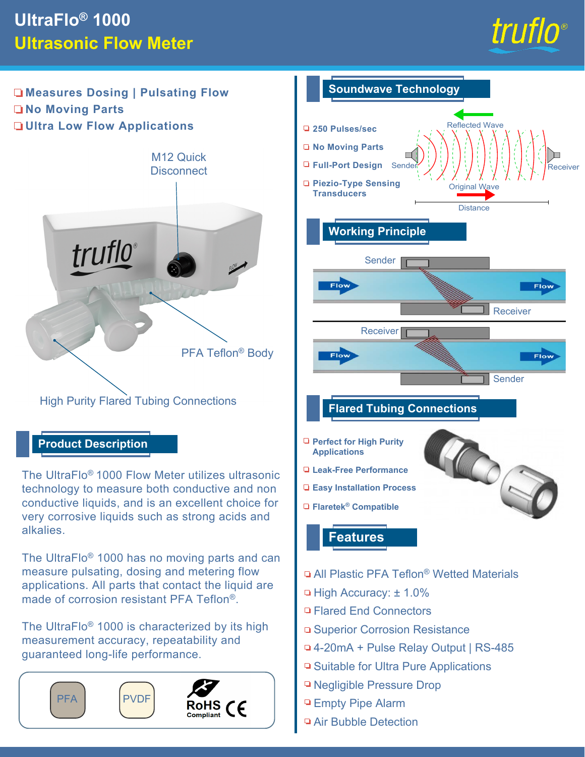# UltraFlo® 1000
## Ultrasonic Flow Meter

- Measures Dosing | Pulsating Flow
- No Moving Parts
- Ultra Low Flow Applications

M12 Quick Disconnect

PFA Teflon® Body

High Purity Flared Tubing Connections

## Product Description

The UltraFlo® 1000 Flow Meter utilizes ultrasonic technology to measure both conductive and non conductive liquids, and is an excellent choice for very corrosive liquids such as strong acids and alkalies.

The UltraFlo® 1000 has no moving parts and can measure pulsating, dosing and metering flow applications. All parts that contact the liquid are made of corrosion resistant PFA Teflon®.

The UltraFlo® 1000 is characterized by its high measurement accuracy, repeatability and guaranteed long-life performance.

PFA | PVDF | RoHS Compliant | CE

## Soundwave Technology

- 250 Pulses/sec
- No Moving Parts
- Full-Port Design
- Piezio-Type Sensing Transducers

Reflected Wave, Sender, Receiver, Original Wave, Distance

## Working Principle

Sender, Flow, Receiver

Receiver, Flow, Sender

## Flared Tubing Connections

- Perfect for High Purity Applications
- Leak-Free Performance
- Easy Installation Process
- Flaretek® Compatible

## Features

- All Plastic PFA Teflon® Wetted Materials
- High Accuracy: ± 1.0%
- Flared End Connectors
- Superior Corrosion Resistance
- 4-20mA + Pulse Relay Output | RS-485
- Suitable for Ultra Pure Applications
- Negligible Pressure Drop
- Empty Pipe Alarm
- Air Bubble Detection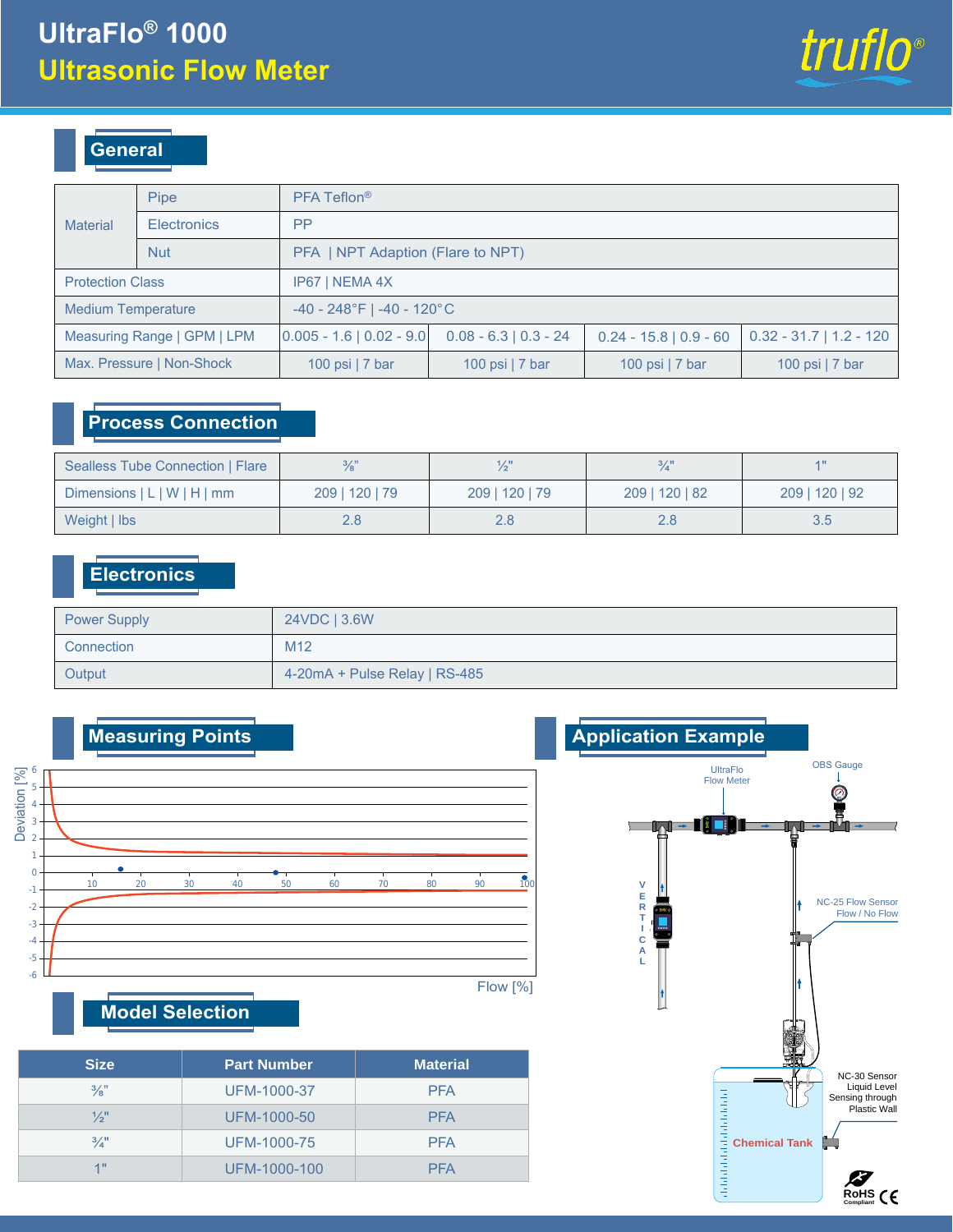# UltraFlo® 1000
# Ultrasonic Flow Meter

truflo®

## General

| | | | | | |
|---|---|---|---|---|---|
| Material | Pipe | PFA Teflon® | | | |
| | Electronics | PP | | | |
| | Nut | PFA \| NPT Adaption (Flare to NPT) | | | |
| Protection Class | | IP67 \| NEMA 4X | | | |
| Medium Temperature | | -40 - 248°F \| -40 - 120°C | | | |
| Measuring Range \| GPM \| LPM | | 0.005 - 1.6 \| 0.02 - 9.0 | 0.08 - 6.3 \| 0.3 - 24 | 0.24 - 15.8 \| 0.9 - 60 | 0.32 - 31.7 \| 1.2 - 120 |
| Max. Pressure \| Non-Shock | | 100 psi \| 7 bar | 100 psi \| 7 bar | 100 psi \| 7 bar | 100 psi \| 7 bar |

## Process Connection

| | | | | |
|---|---|---|---|---|
| Sealless Tube Connection \| Flare | ⅜" | ½" | ¾" | 1" |
| Dimensions \| L \| W \| H \| mm | 209 \| 120 \| 79 | 209 \| 120 \| 79 | 209 \| 120 \| 82 | 209 \| 120 \| 92 |
| Weight \| lbs | 2.8 | 2.8 | 2.8 | 3.5 |

## Electronics

| | |
|---|---|
| Power Supply | 24VDC \| 3.6W |
| Connection | M12 |
| Output | 4-20mA + Pulse Relay \| RS-485 |

## Measuring Points

Deviation [%]

6
5
4
3
2
1
0
-1
-2
-3
-4
-5
-6

10 20 30 40 50 60 70 80 90 100

Flow [%]

## Application Example

UltraFlo Flow Meter

OBS Gauge

VERTICAL

NC-25 Flow Sensor
Flow / No Flow

NC-30 Sensor
Liquid Level
Sensing through
Plastic Wall

Chemical Tank

RoHS Compliant CE

## Model Selection

| Size | Part Number | Material |
|---|---|---|
| ⅜" | UFM-1000-37 | PFA |
| ½" | UFM-1000-50 | PFA |
| ¾" | UFM-1000-75 | PFA |
| 1" | UFM-1000-100 | PFA |